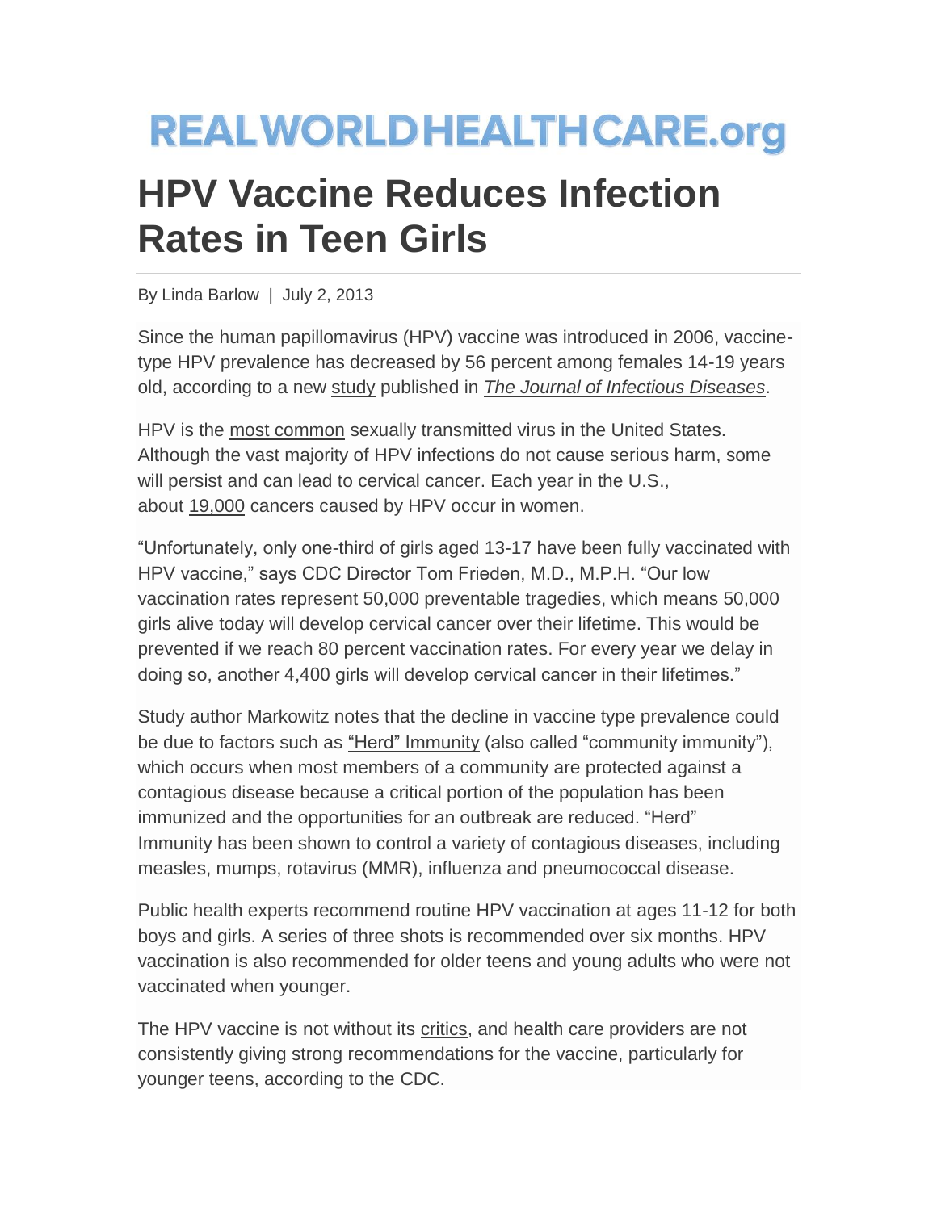REALWORLDHEALTHCARE.org

# HPV Vaccine Reduces Infection Rates in Teen Girls

By Linda Barlow | July 2, 2013

Since the human papillomavirus (HPV) vaccine was introduced in 2006, vaccine-type HPV prevalence has decreased by 56 percent among females 14-19 years old, according to a new study published in *The Journal of Infectious Diseases*.

HPV is the most common sexually transmitted virus in the United States. Although the vast majority of HPV infections do not cause serious harm, some will persist and can lead to cervical cancer. Each year in the U.S., about 19,000 cancers caused by HPV occur in women.

"Unfortunately, only one-third of girls aged 13-17 have been fully vaccinated with HPV vaccine," says CDC Director Tom Frieden, M.D., M.P.H. "Our low vaccination rates represent 50,000 preventable tragedies, which means 50,000 girls alive today will develop cervical cancer over their lifetime. This would be prevented if we reach 80 percent vaccination rates. For every year we delay in doing so, another 4,400 girls will develop cervical cancer in their lifetimes."

Study author Markowitz notes that the decline in vaccine type prevalence could be due to factors such as "Herd" Immunity (also called "community immunity"), which occurs when most members of a community are protected against a contagious disease because a critical portion of the population has been immunized and the opportunities for an outbreak are reduced. "Herd" Immunity has been shown to control a variety of contagious diseases, including measles, mumps, rotavirus (MMR), influenza and pneumococcal disease.

Public health experts recommend routine HPV vaccination at ages 11-12 for both boys and girls. A series of three shots is recommended over six months. HPV vaccination is also recommended for older teens and young adults who were not vaccinated when younger.

The HPV vaccine is not without its critics, and health care providers are not consistently giving strong recommendations for the vaccine, particularly for younger teens, according to the CDC.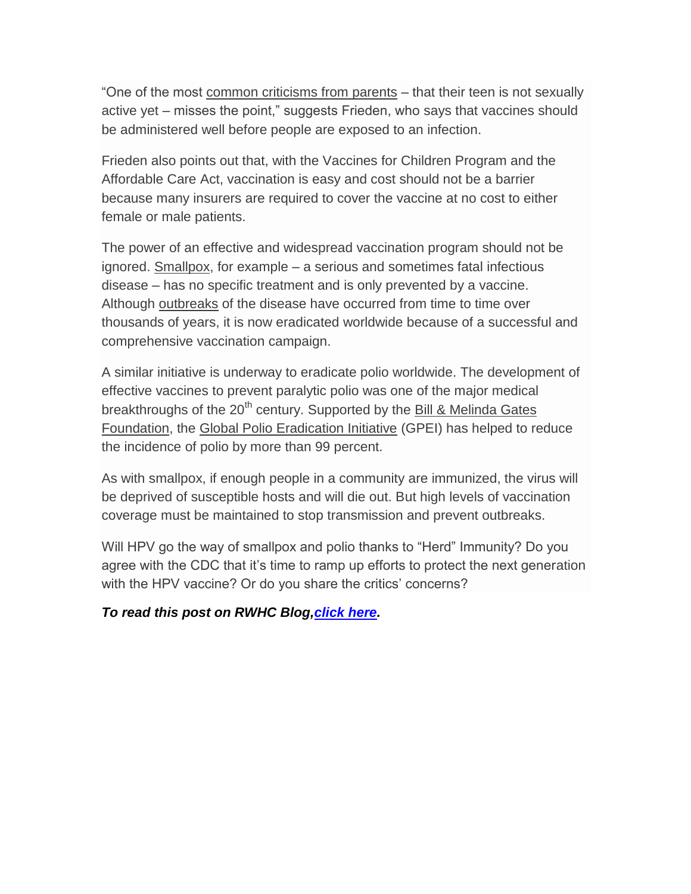"One of the most common criticisms from parents – that their teen is not sexually active yet – misses the point," suggests Frieden, who says that vaccines should be administered well before people are exposed to an infection.

Frieden also points out that, with the Vaccines for Children Program and the Affordable Care Act, vaccination is easy and cost should not be a barrier because many insurers are required to cover the vaccine at no cost to either female or male patients.

The power of an effective and widespread vaccination program should not be ignored. Smallpox, for example – a serious and sometimes fatal infectious disease – has no specific treatment and is only prevented by a vaccine. Although outbreaks of the disease have occurred from time to time over thousands of years, it is now eradicated worldwide because of a successful and comprehensive vaccination campaign.

A similar initiative is underway to eradicate polio worldwide. The development of effective vaccines to prevent paralytic polio was one of the major medical breakthroughs of the 20th century. Supported by the Bill & Melinda Gates Foundation, the Global Polio Eradication Initiative (GPEI) has helped to reduce the incidence of polio by more than 99 percent.

As with smallpox, if enough people in a community are immunized, the virus will be deprived of susceptible hosts and will die out. But high levels of vaccination coverage must be maintained to stop transmission and prevent outbreaks.

Will HPV go the way of smallpox and polio thanks to "Herd" Immunity? Do you agree with the CDC that it's time to ramp up efforts to protect the next generation with the HPV vaccine? Or do you share the critics' concerns?

***To read this post on RWHC Blog, click here.***